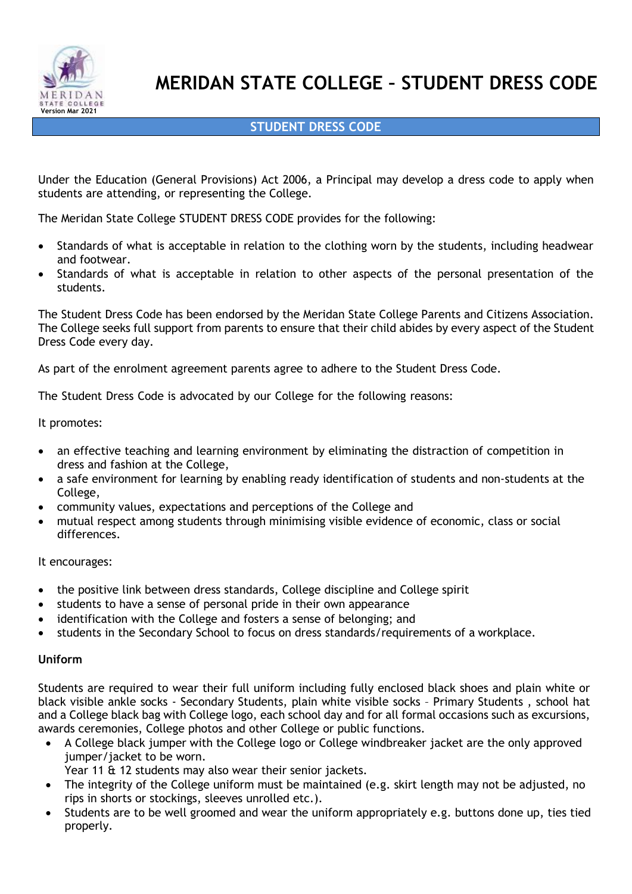# MERIDAN STATE COLLEGE – STUDENT DRESS CODE

Version Mar 2021

## STUDENT DRESS CODE

Under the Education (General Provisions) Act 2006, a Principal may develop a dress code to apply when students are attending, or representing the College.

The Meridan State College STUDENT DRESS CODE provides for the following:

- Standards of what is acceptable in relation to the clothing worn by the students, including headwear and footwear.
- Standards of what is acceptable in relation to other aspects of the personal presentation of the students.

The Student Dress Code has been endorsed by the Meridan State College Parents and Citizens Association. The College seeks full support from parents to ensure that their child abides by every aspect of the Student Dress Code every day.

As part of the enrolment agreement parents agree to adhere to the Student Dress Code.

The Student Dress Code is advocated by our College for the following reasons:

It promotes:

- an effective teaching and learning environment by eliminating the distraction of competition in dress and fashion at the College,
- a safe environment for learning by enabling ready identification of students and non-students at the College,
- community values, expectations and perceptions of the College and
- mutual respect among students through minimising visible evidence of economic, class or social differences.

It encourages:

- the positive link between dress standards, College discipline and College spirit
- students to have a sense of personal pride in their own appearance
- identification with the College and fosters a sense of belonging; and
- students in the Secondary School to focus on dress standards/requirements of a workplace.

### Uniform

Students are required to wear their full uniform including fully enclosed black shoes and plain white or black visible ankle socks - Secondary Students, plain white visible socks – Primary Students , school hat and a College black bag with College logo, each school day and for all formal occasions such as excursions, awards ceremonies, College photos and other College or public functions.

- A College black jumper with the College logo or College windbreaker jacket are the only approved jumper/jacket to be worn.
  Year 11 & 12 students may also wear their senior jackets.
- The integrity of the College uniform must be maintained (e.g. skirt length may not be adjusted, no rips in shorts or stockings, sleeves unrolled etc.).
- Students are to be well groomed and wear the uniform appropriately e.g. buttons done up, ties tied properly.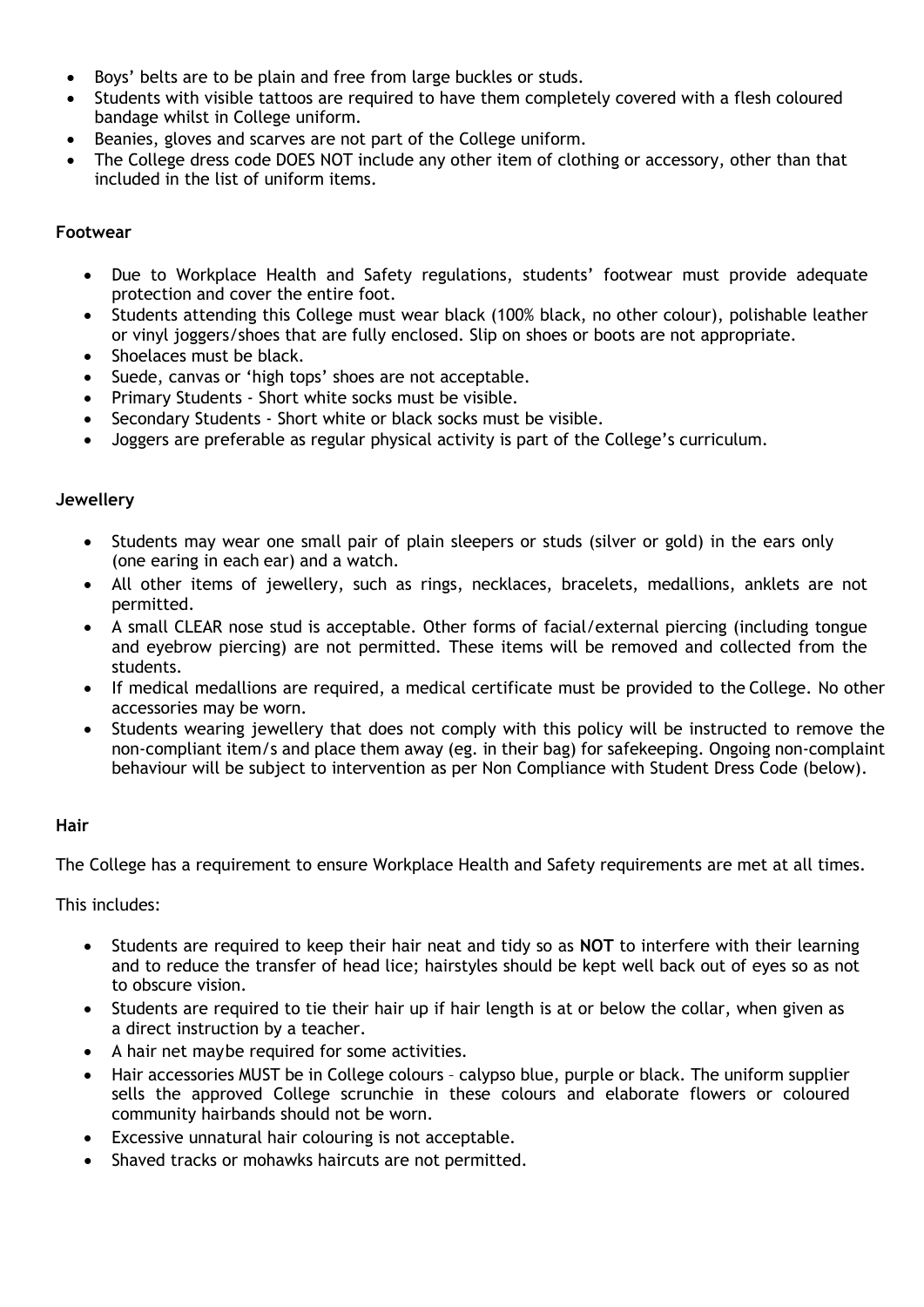- Boys' belts are to be plain and free from large buckles or studs.
- Students with visible tattoos are required to have them completely covered with a flesh coloured bandage whilst in College uniform.
- Beanies, gloves and scarves are not part of the College uniform.
- The College dress code DOES NOT include any other item of clothing or accessory, other than that included in the list of uniform items.

### Footwear

- Due to Workplace Health and Safety regulations, students' footwear must provide adequate protection and cover the entire foot.
- Students attending this College must wear black (100% black, no other colour), polishable leather or vinyl joggers/shoes that are fully enclosed. Slip on shoes or boots are not appropriate.
- Shoelaces must be black.
- Suede, canvas or 'high tops' shoes are not acceptable.
- Primary Students - Short white socks must be visible.
- Secondary Students - Short white or black socks must be visible.
- Joggers are preferable as regular physical activity is part of the College's curriculum.

### Jewellery

- Students may wear one small pair of plain sleepers or studs (silver or gold) in the ears only (one earing in each ear) and a watch.
- All other items of jewellery, such as rings, necklaces, bracelets, medallions, anklets are not permitted.
- A small CLEAR nose stud is acceptable. Other forms of facial/external piercing (including tongue and eyebrow piercing) are not permitted. These items will be removed and collected from the students.
- If medical medallions are required, a medical certificate must be provided to the College. No other accessories may be worn.
- Students wearing jewellery that does not comply with this policy will be instructed to remove the non-compliant item/s and place them away (eg. in their bag) for safekeeping. Ongoing non-complaint behaviour will be subject to intervention as per Non Compliance with Student Dress Code (below).

### Hair

The College has a requirement to ensure Workplace Health and Safety requirements are met at all times.

This includes:

- Students are required to keep their hair neat and tidy so as **NOT** to interfere with their learning and to reduce the transfer of head lice; hairstyles should be kept well back out of eyes so as not to obscure vision.
- Students are required to tie their hair up if hair length is at or below the collar, when given as a direct instruction by a teacher.
- A hair net maybe required for some activities.
- Hair accessories MUST be in College colours – calypso blue, purple or black. The uniform supplier sells the approved College scrunchie in these colours and elaborate flowers or coloured community hairbands should not be worn.
- Excessive unnatural hair colouring is not acceptable.
- Shaved tracks or mohawks haircuts are not permitted.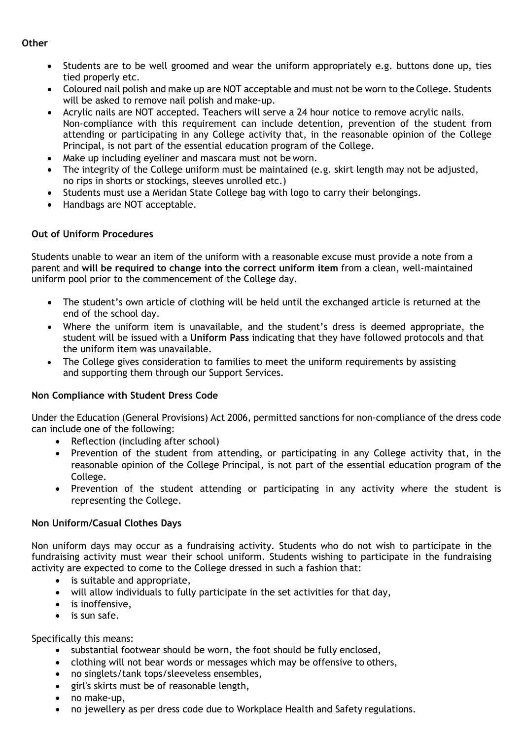**Other**

- Students are to be well groomed and wear the uniform appropriately e.g. buttons done up, ties tied properly etc.
- Coloured nail polish and make up are NOT acceptable and must not be worn to the College. Students will be asked to remove nail polish and make-up.
- Acrylic nails are NOT accepted. Teachers will serve a 24 hour notice to remove acrylic nails. Non-compliance with this requirement can include detention, prevention of the student from attending or participating in any College activity that, in the reasonable opinion of the College Principal, is not part of the essential education program of the College.
- Make up including eyeliner and mascara must not be worn.
- The integrity of the College uniform must be maintained (e.g. skirt length may not be adjusted, no rips in shorts or stockings, sleeves unrolled etc.)
- Students must use a Meridan State College bag with logo to carry their belongings.
- Handbags are NOT acceptable.

**Out of Uniform Procedures**

Students unable to wear an item of the uniform with a reasonable excuse must provide a note from a parent and **will be required to change into the correct uniform item** from a clean, well-maintained uniform pool prior to the commencement of the College day.

- The student's own article of clothing will be held until the exchanged article is returned at the end of the school day.
- Where the uniform item is unavailable, and the student's dress is deemed appropriate, the student will be issued with a **Uniform Pass** indicating that they have followed protocols and that the uniform item was unavailable.
- The College gives consideration to families to meet the uniform requirements by assisting and supporting them through our Support Services.

**Non Compliance with Student Dress Code**

Under the Education (General Provisions) Act 2006, permitted sanctions for non-compliance of the dress code can include one of the following:

- Reflection (including after school)
- Prevention of the student from attending, or participating in any College activity that, in the reasonable opinion of the College Principal, is not part of the essential education program of the College.
- Prevention of the student attending or participating in any activity where the student is representing the College.

**Non Uniform/Casual Clothes Days**

Non uniform days may occur as a fundraising activity. Students who do not wish to participate in the fundraising activity must wear their school uniform. Students wishing to participate in the fundraising activity are expected to come to the College dressed in such a fashion that:

- is suitable and appropriate,
- will allow individuals to fully participate in the set activities for that day,
- is inoffensive,
- is sun safe.

Specifically this means:

- substantial footwear should be worn, the foot should be fully enclosed,
- clothing will not bear words or messages which may be offensive to others,
- no singlets/tank tops/sleeveless ensembles,
- girl's skirts must be of reasonable length,
- no make-up,
- no jewellery as per dress code due to Workplace Health and Safety regulations.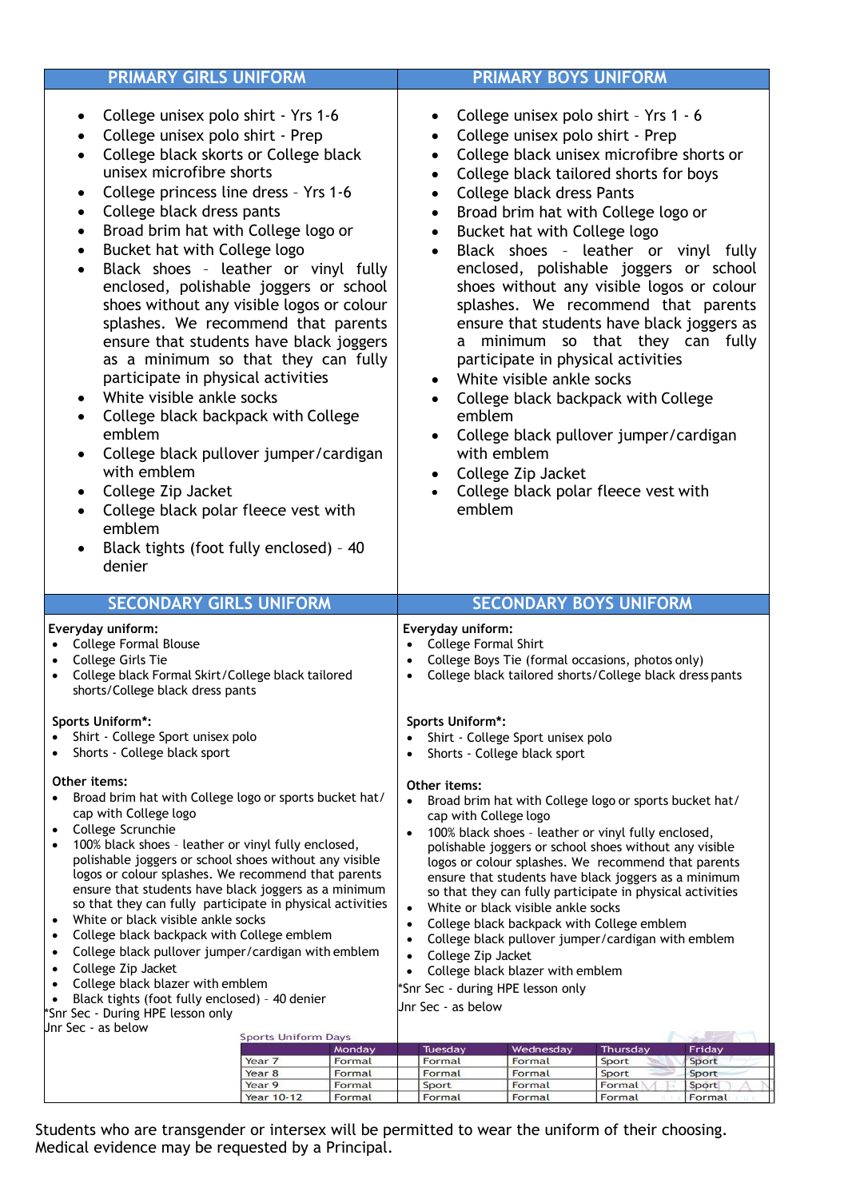## PRIMARY GIRLS UNIFORM

- College unisex polo shirt - Yrs 1-6
- College unisex polo shirt - Prep
- College black skorts or College black unisex microfibre shorts
- College princess line dress – Yrs 1-6
- College black dress pants
- Broad brim hat with College logo or
- Bucket hat with College logo
- Black shoes – leather or vinyl fully enclosed, polishable joggers or school shoes without any visible logos or colour splashes. We recommend that parents ensure that students have black joggers as a minimum so that they can fully participate in physical activities
- White visible ankle socks
- College black backpack with College emblem
- College black pullover jumper/cardigan with emblem
- College Zip Jacket
- College black polar fleece vest with emblem
- Black tights (foot fully enclosed) – 40 denier

## PRIMARY BOYS UNIFORM

- College unisex polo shirt – Yrs 1 - 6
- College unisex polo shirt - Prep
- College black unisex microfibre shorts or
- College black tailored shorts for boys
- College black dress Pants
- Broad brim hat with College logo or
- Bucket hat with College logo
- Black shoes – leather or vinyl fully enclosed, polishable joggers or school shoes without any visible logos or colour splashes. We recommend that parents ensure that students have black joggers as a minimum so that they can fully participate in physical activities
- White visible ankle socks
- College black backpack with College emblem
- College black pullover jumper/cardigan with emblem
- College Zip Jacket
- College black polar fleece vest with emblem

## SECONDARY GIRLS UNIFORM

**Everyday uniform:**

- College Formal Blouse
- College Girls Tie
- College black Formal Skirt/College black tailored shorts/College black dress pants

**Sports Uniform*:**

- Shirt - College Sport unisex polo
- Shorts - College black sport

**Other items:**

- Broad brim hat with College logo or sports bucket hat/ cap with College logo
- College Scrunchie
- 100% black shoes - leather or vinyl fully enclosed, polishable joggers or school shoes without any visible logos or colour splashes. We recommend that parents ensure that students have black joggers as a minimum so that they can fully participate in physical activities
- White or black visible ankle socks
- College black backpack with College emblem
- College black pullover jumper/cardigan with emblem
- College Zip Jacket
- College black blazer with emblem
- Black tights (foot fully enclosed) – 40 denier

*Snr Sec - During HPE lesson only
Jnr Sec - as below

## SECONDARY BOYS UNIFORM

**Everyday uniform:**

- College Formal Shirt
- College Boys Tie (formal occasions, photos only)
- College black tailored shorts/College black dress pants

**Sports Uniform*:**

- Shirt - College Sport unisex polo
- Shorts - College black sport

**Other items:**

- Broad brim hat with College logo or sports bucket hat/ cap with College logo
- 100% black shoes - leather or vinyl fully enclosed, polishable joggers or school shoes without any visible logos or colour splashes. We recommend that parents ensure that students have black joggers as a minimum so that they can fully participate in physical activities
- White or black visible ankle socks
- College black backpack with College emblem
- College black pullover jumper/cardigan with emblem
- College Zip Jacket
- College black blazer with emblem

*Snr Sec - during HPE lesson only
Jnr Sec - as below

Sports Uniform Days

| | Monday | Tuesday | Wednesday | Thursday | Friday |
|---|---|---|---|---|---|
| Year 7 | Formal | Formal | Formal | Sport | Sport |
| Year 8 | Formal | Formal | Formal | Sport | Sport |
| Year 9 | Formal | Sport | Formal | Formal | Sport |
| Year 10-12 | Formal | Formal | Formal | Formal | Formal |

Students who are transgender or intersex will be permitted to wear the uniform of their choosing. Medical evidence may be requested by a Principal.